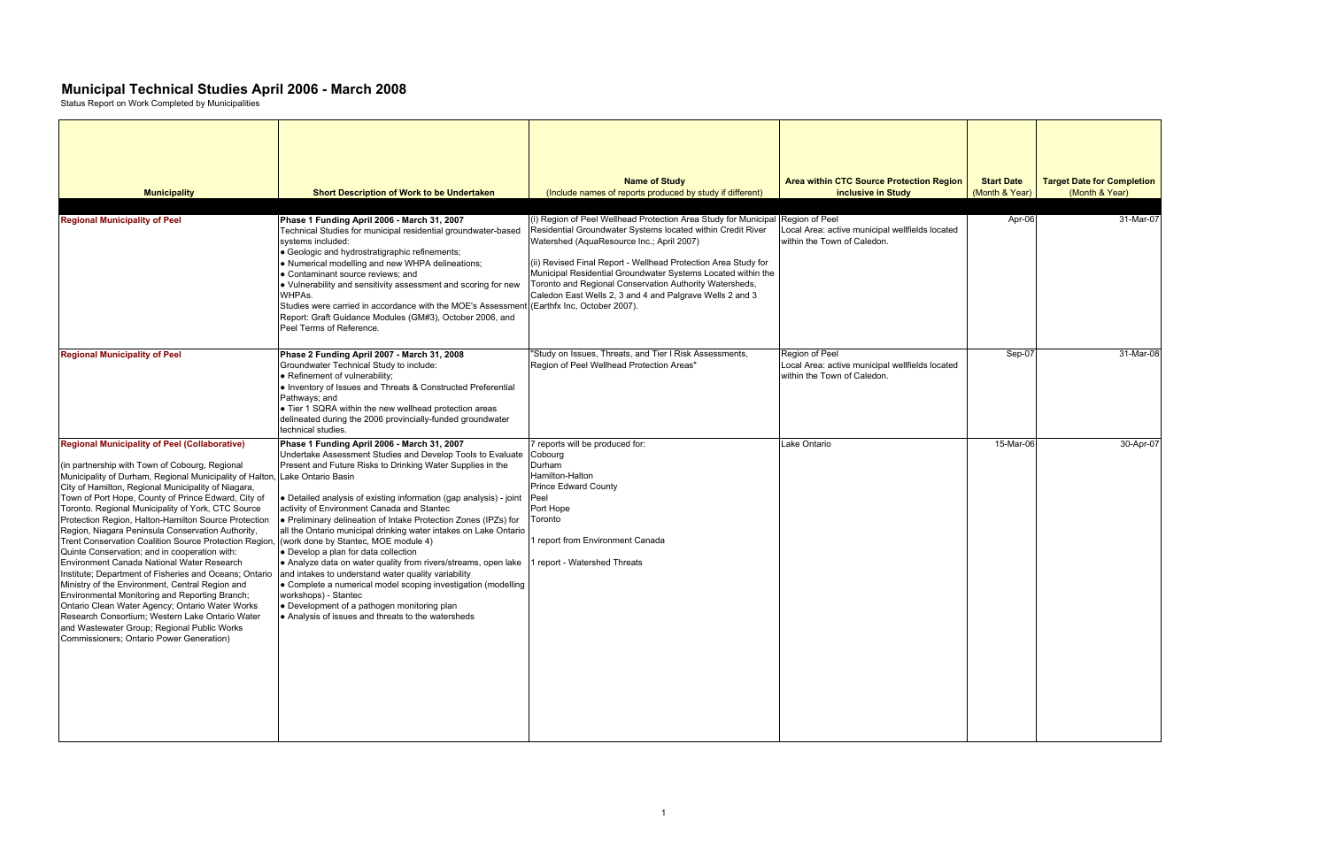# Municipal Technical Studies April 2006 - March 2008

Status Report on Work Completed by Municipalities

| Municipality | Short Description of Work to be Undertaken | Name of Study (Include names of reports produced by study if different) | Area within CTC Source Protection Region inclusive in Study | Start Date (Month & Year) | Target Date for Completion (Month & Year) |
|---|---|---|---|---|---|
| **Regional Municipality of Peel** | **Phase 1 Funding April 2006 - March 31, 2007**<br>Technical Studies for municipal residential groundwater-based systems included:<br>• Geologic and hydrostratigraphic refinements;<br>• Numerical modelling and new WHPA delineations;<br>• Contaminant source reviews; and<br>• Vulnerability and sensitivity assessment and scoring for new WHPAs.<br>Studies were carried in accordance with the MOE's Assessment Report: Graft Guidance Modules (GM#3), October 2006, and Peel Terms of Reference. | (i) Region of Peel Wellhead Protection Area Study for Municipal Residential Groundwater Systems located within Credit River Watershed (AquaResource Inc.; April 2007)<br><br>(ii) Revised Final Report - Wellhead Protection Area Study for Municipal Residential Groundwater Systems Located within the Toronto and Regional Conservation Authority Watersheds, Caledon East Wells 2, 3 and 4 and Palgrave Wells 2 and 3 (Earthfx Inc, October 2007). | Region of Peel<br>Local Area: active municipal wellfields located within the Town of Caledon. | Apr-06 | 31-Mar-07 |
| **Regional Municipality of Peel** | **Phase 2 Funding April 2007 - March 31, 2008**<br>Groundwater Technical Study to include:<br>• Refinement of vulnerability;<br>• Inventory of Issues and Threats & Constructed Preferential Pathways; and<br>• Tier 1 SQRA within the new wellhead protection areas delineated during the 2006 provincially-funded groundwater technical studies. | "Study on Issues, Threats, and Tier I Risk Assessments, Region of Peel Wellhead Protection Areas" | Region of Peel<br>Local Area: active municipal wellfields located within the Town of Caledon. | Sep-07 | 31-Mar-08 |
| **Regional Municipality of Peel (Collaborative)**<br><br>(in partnership with Town of Cobourg, Regional Municipality of Durham, Regional Municipality of Halton, City of Hamilton, Regional Municipality of Niagara, Town of Port Hope, County of Prince Edward, City of Toronto. Regional Municipality of York, CTC Source Protection Region, Halton-Hamilton Source Protection Region, Niagara Peninsula Conservation Authority, Trent Conservation Coalition Source Protection Region, Quinte Conservation; and in cooperation with: Environment Canada National Water Research Institute; Department of Fisheries and Oceans; Ontario Ministry of the Environment, Central Region and Environmental Monitoring and Reporting Branch; Ontario Clean Water Agency; Ontario Water Works Research Consortium; Western Lake Ontario Water and Wastewater Group; Regional Public Works Commissioners; Ontario Power Generation) | **Phase 1 Funding April 2006 - March 31, 2007**<br>Undertake Assessment Studies and Develop Tools to Evaluate Present and Future Risks to Drinking Water Supplies in the Lake Ontario Basin<br><br>• Detailed analysis of existing information (gap analysis) - joint activity of Environment Canada and Stantec<br>• Preliminary delineation of Intake Protection Zones (IPZs) for all the Ontario municipal drinking water intakes on Lake Ontario (work done by Stantec, MOE module 4)<br>• Develop a plan for data collection<br>• Analyze data on water quality from rivers/streams, open lake and intakes to understand water quality variability<br>• Complete a numerical model scoping investigation (modelling workshops) - Stantec<br>• Development of a pathogen monitoring plan<br>• Analysis of issues and threats to the watersheds | 7 reports will be produced for:<br>Cobourg<br>Durham<br>Hamilton-Halton<br>Prince Edward County<br>Peel<br>Port Hope<br>Toronto<br><br>1 report from Environment Canada<br><br>1 report - Watershed Threats | Lake Ontario | 15-Mar-06 | 30-Apr-07 |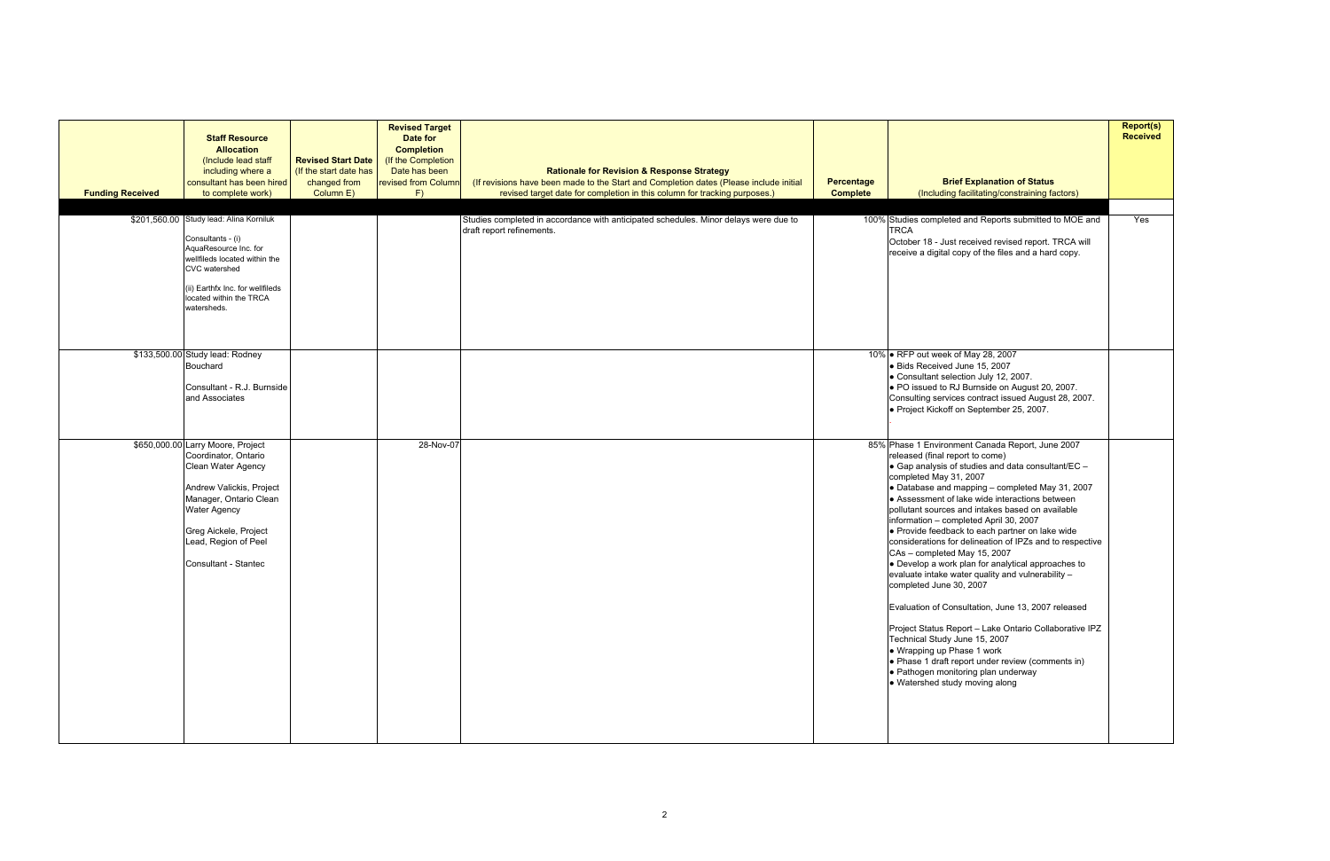| Funding Received | Staff Resource Allocation (Include lead staff including where a consultant has been hired to complete work) | Revised Start Date (If the start date has changed from Column E) | Revised Target Date for Completion (If the Completion Date has been revised from Column F) | Rationale for Revision & Response Strategy (If revisions have been made to the Start and Completion dates (Please include initial revised target date for completion in this column for tracking purposes.) | Percentage Complete | Brief Explanation of Status (Including facilitating/constraining factors) | Report(s) Received |
|---|---|---|---|---|---|---|---|
| $201,560.00 | Study lead: Alina Korniluk<br><br>Consultants - (i) AquaResource Inc. for wellfileds located within the CVC watershed<br><br>(ii) Earthfx Inc. for wellfileds located within the TRCA watersheds. | | | Studies completed in accordance with anticipated schedules. Minor delays were due to draft report refinements. | 100% | Studies completed and Reports submitted to MOE and TRCA<br>October 18 - Just received revised report. TRCA will receive a digital copy of the files and a hard copy. | Yes |
| $133,500.00 | Study lead: Rodney Bouchard<br><br>Consultant - R.J. Burnside and Associates | | | | 10% | • RFP out week of May 28, 2007<br>• Bids Received June 15, 2007<br>• Consultant selection July 12, 2007.<br>• PO issued to RJ Burnside on August 20, 2007. Consulting services contract issued August 28, 2007.<br>• Project Kickoff on September 25, 2007.<br>. | |
| $650,000.00 | Larry Moore, Project Coordinator, Ontario Clean Water Agency<br><br>Andrew Valickis, Project Manager, Ontario Clean Water Agency<br><br>Greg Aickele, Project Lead, Region of Peel<br><br>Consultant - Stantec | | 28-Nov-07 | | 85% | Phase 1 Environment Canada Report, June 2007 released (final report to come)<br>• Gap analysis of studies and data consultant/EC – completed May 31, 2007<br>• Database and mapping – completed May 31, 2007<br>• Assessment of lake wide interactions between pollutant sources and intakes based on available information – completed April 30, 2007<br>• Provide feedback to each partner on lake wide considerations for delineation of IPZs and to respective CAs – completed May 15, 2007<br>• Develop a work plan for analytical approaches to evaluate intake water quality and vulnerability – completed June 30, 2007<br><br>Evaluation of Consultation, June 13, 2007 released<br><br>Project Status Report – Lake Ontario Collaborative IPZ Technical Study June 15, 2007<br>• Wrapping up Phase 1 work<br>• Phase 1 draft report under review (comments in)<br>• Pathogen monitoring plan underway<br>• Watershed study moving along | |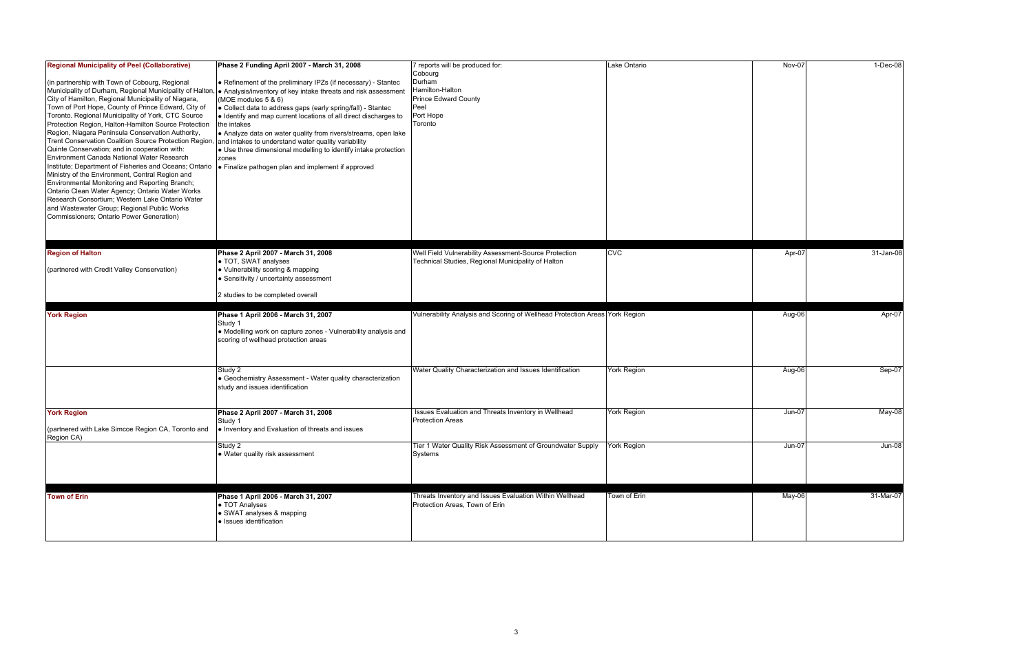| | | | | | |
|---|---|---|---|---|---|
| **Regional Municipality of Peel (Collaborative)**<br><br>(in partnership with Town of Cobourg, Regional Municipality of Durham, Regional Municipality of Halton, City of Hamilton, Regional Municipality of Niagara, Town of Port Hope, County of Prince Edward, City of Toronto. Regional Municipality of York, CTC Source Protection Region, Halton-Hamilton Source Protection Region, Niagara Peninsula Conservation Authority, Trent Conservation Coalition Source Protection Region, Quinte Conservation; and in cooperation with: Environment Canada National Water Research Institute; Department of Fisheries and Oceans; Ontario Ministry of the Environment, Central Region and Environmental Monitoring and Reporting Branch; Ontario Clean Water Agency; Ontario Water Works Research Consortium; Western Lake Ontario Water and Wastewater Group; Regional Public Works Commissioners; Ontario Power Generation) | **Phase 2 Funding April 2007 - March 31, 2008**<br><br>• Refinement of the preliminary IPZs (if necessary) - Stantec<br>• Analysis/inventory of key intake threats and risk assessment (MOE modules 5 & 6)<br>• Collect data to address gaps (early spring/fall) - Stantec<br>• Identify and map current locations of all direct discharges to the intakes<br>• Analyze data on water quality from rivers/streams, open lake and intakes to understand water quality variability<br>• Use three dimensional modelling to identify intake protection zones<br>• Finalize pathogen plan and implement if approved | 7 reports will be produced for:<br>Cobourg<br>Durham<br>Hamilton-Halton<br>Prince Edward County<br>Peel<br>Port Hope<br>Toronto | Lake Ontario | Nov-07 | 1-Dec-08 |
| **Region of Halton**<br><br>(partnered with Credit Valley Conservation) | **Phase 2 April 2007 - March 31, 2008**<br>• TOT, SWAT analyses<br>• Vulnerability scoring & mapping<br>• Sensitivity / uncertainty assessment<br><br>2 studies to be completed overall | Well Field Vulnerability Assessment-Source Protection Technical Studies, Regional Municipality of Halton | CVC | Apr-07 | 31-Jan-08 |
| **York Region** | **Phase 1 April 2006 - March 31, 2007**<br>Study 1<br>• Modelling work on capture zones - Vulnerability analysis and scoring of wellhead protection areas | Vulnerability Analysis and Scoring of Wellhead Protection Areas | York Region | Aug-06 | Apr-07 |
| | Study 2<br>• Geochemistry Assessment - Water quality characterization study and issues identification | Water Quality Characterization and Issues Identification | York Region | Aug-06 | Sep-07 |
| **York Region**<br><br>(partnered with Lake Simcoe Region CA, Toronto and Region CA) | **Phase 2 April 2007 - March 31, 2008**<br>Study 1<br>• Inventory and Evaluation of threats and issues | Issues Evaluation and Threats Inventory in Wellhead Protection Areas | York Region | Jun-07 | May-08 |
| | Study 2<br>• Water quality risk assessment | Tier 1 Water Quality Risk Assessment of Groundwater Supply Systems | York Region | Jun-07 | Jun-08 |
| **Town of Erin** | **Phase 1 April 2006 - March 31, 2007**<br>• TOT Analyses<br>• SWAT analyses & mapping<br>• Issues identification | Threats Inventory and Issues Evaluation Within Wellhead Protection Areas, Town of Erin | Town of Erin | May-06 | 31-Mar-07 |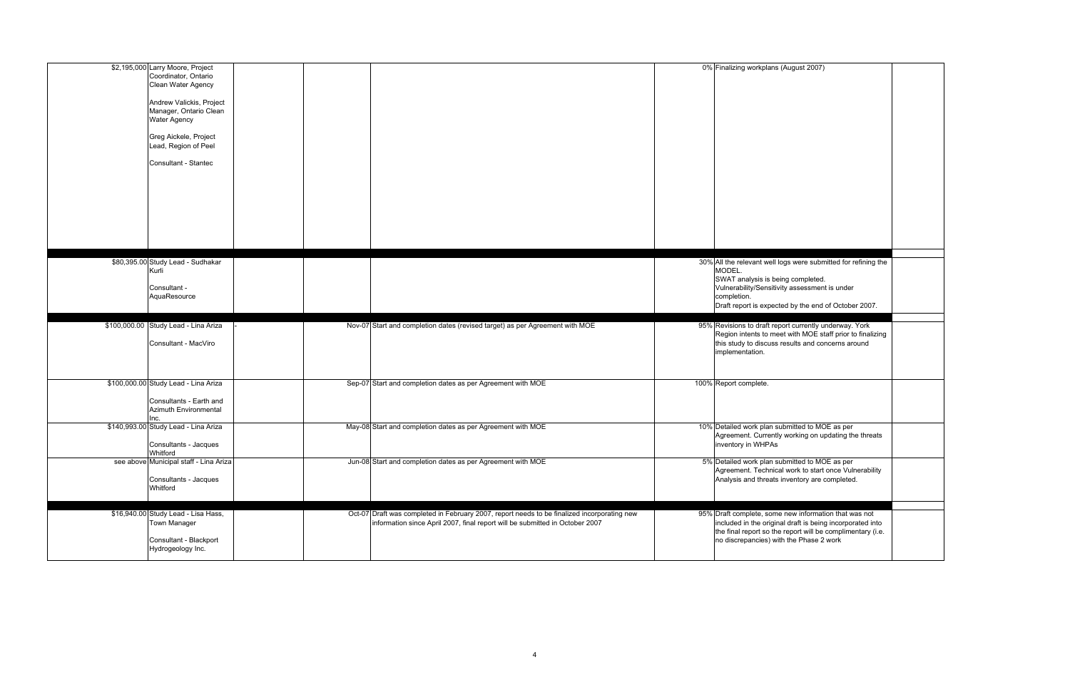| | | | | | | | | |
|---|---|---|---|---|---|---|---|---|
| $2,195,000 | Larry Moore, Project Coordinator, Ontario Clean Water Agency<br><br>Andrew Valickis, Project Manager, Ontario Clean Water Agency<br><br>Greg Aickele, Project Lead, Region of Peel<br><br>Consultant - Stantec | | | | | 0% | Finalizing workplans (August 2007) | |
| | | | | | | | | |
| $80,395.00 | Study Lead - Sudhakar Kurli<br><br>Consultant - AquaResource | | | | | 30% | All the relevant well logs were submitted for refining the MODEL.<br>SWAT analysis is being completed.<br>Vulnerability/Sensitivity assessment is under completion.<br>Draft report is expected by the end of October 2007. | |
| | | | | | | | | |
| $100,000.00 | Study Lead - Lina Ariza<br><br>Consultant - MacViro | - | | Nov-07 | Start and completion dates (revised target) as per Agreement with MOE | 95% | Revisions to draft report currently underway. York Region intents to meet with MOE staff prior to finalizing this study to discuss results and concerns around implementation. | |
| $100,000.00 | Study Lead - Lina Ariza<br><br>Consultants - Earth and Azimuth Environmental Inc. | | | Sep-07 | Start and completion dates as per Agreement with MOE | 100% | Report complete. | |
| $140,993.00 | Study Lead - Lina Ariza<br><br>Consultants - Jacques Whitford | | | May-08 | Start and completion dates as per Agreement with MOE | 10% | Detailed work plan submitted to MOE as per Agreement. Currently working on updating the threats inventory in WHPAs | |
| see above | Municipal staff - Lina Ariza<br><br>Consultants - Jacques Whitford | | | Jun-08 | Start and completion dates as per Agreement with MOE | 5% | Detailed work plan submitted to MOE as per Agreement. Technical work to start once Vulnerability Analysis and threats inventory are completed. | |
| | | | | | | | | |
| $16,940.00 | Study Lead - Lisa Hass, Town Manager<br><br>Consultant - Blackport Hydrogeology Inc. | | | Oct-07 | Draft was completed in February 2007, report needs to be finalized incorporating new information since April 2007, final report will be submitted in October 2007 | 95% | Draft complete, some new information that was not included in the original draft is being incorporated into the final report so the report will be complimentary (i.e. no discrepancies) with the Phase 2 work | |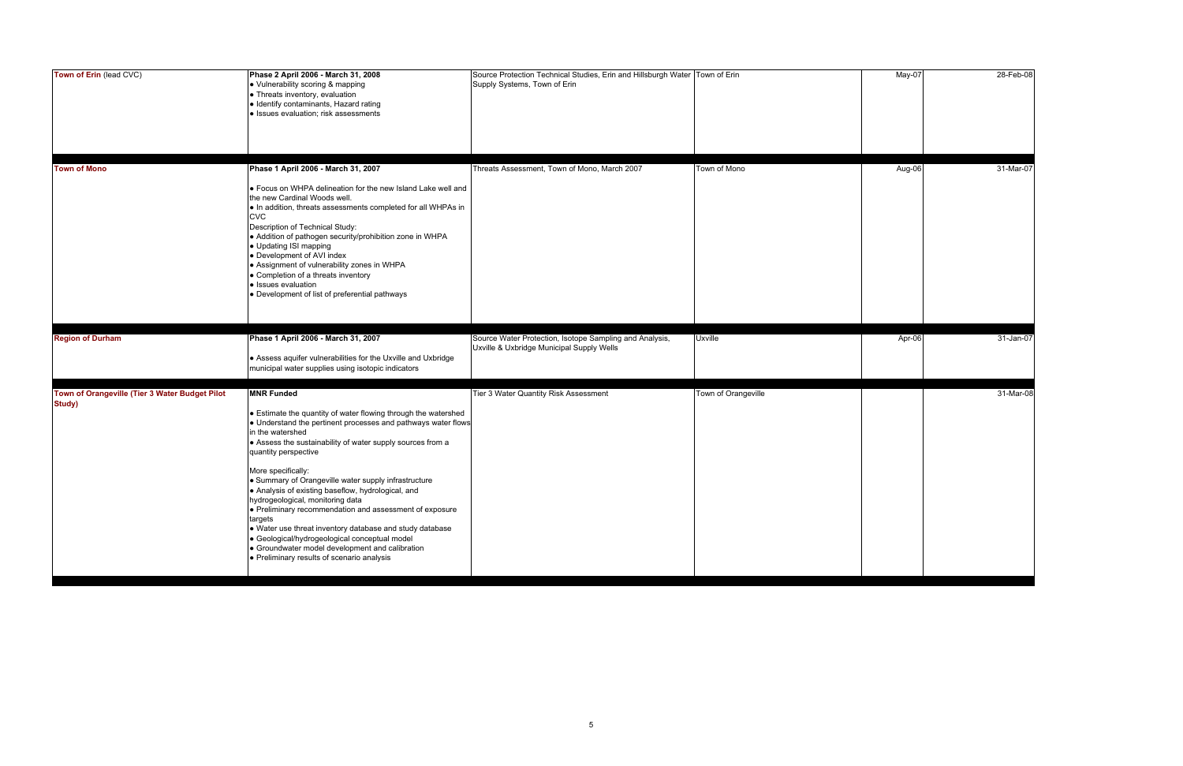| | | | | | |
|---|---|---|---|---|---|
| **Town of Erin** (lead CVC) | **Phase 2 April 2006 - March 31, 2008**<br>• Vulnerability scoring & mapping<br>• Threats inventory, evaluation<br>• Identify contaminants, Hazard rating<br>• Issues evaluation; risk assessments | Source Protection Technical Studies, Erin and Hillsburgh Water Supply Systems, Town of Erin | Town of Erin | May-07 | 28-Feb-08 |
| **Town of Mono** | **Phase 1 April 2006 - March 31, 2007**<br><br>• Focus on WHPA delineation for the new Island Lake well and the new Cardinal Woods well.<br>• In addition, threats assessments completed for all WHPAs in CVC<br>Description of Technical Study:<br>• Addition of pathogen security/prohibition zone in WHPA<br>• Updating ISI mapping<br>• Development of AVI index<br>• Assignment of vulnerability zones in WHPA<br>• Completion of a threats inventory<br>• Issues evaluation<br>• Development of list of preferential pathways | Threats Assessment, Town of Mono, March 2007 | Town of Mono | Aug-06 | 31-Mar-07 |
| **Region of Durham** | **Phase 1 April 2006 - March 31, 2007**<br><br>• Assess aquifer vulnerabilities for the Uxville and Uxbridge municipal water supplies using isotopic indicators | Source Water Protection, Isotope Sampling and Analysis, Uxville & Uxbridge Municipal Supply Wells | Uxville | Apr-06 | 31-Jan-07 |
| **Town of Orangeville (Tier 3 Water Budget Pilot Study)** | **MNR Funded**<br><br>• Estimate the quantity of water flowing through the watershed<br>• Understand the pertinent processes and pathways water flows in the watershed<br>• Assess the sustainability of water supply sources from a quantity perspective<br><br>More specifically:<br>• Summary of Orangeville water supply infrastructure<br>• Analysis of existing baseflow, hydrological, and hydrogeological, monitoring data<br>• Preliminary recommendation and assessment of exposure targets<br>• Water use threat inventory database and study database<br>• Geological/hydrogeological conceptual model<br>• Groundwater model development and calibration<br>• Preliminary results of scenario analysis | Tier 3 Water Quantity Risk Assessment | Town of Orangeville | | 31-Mar-08 |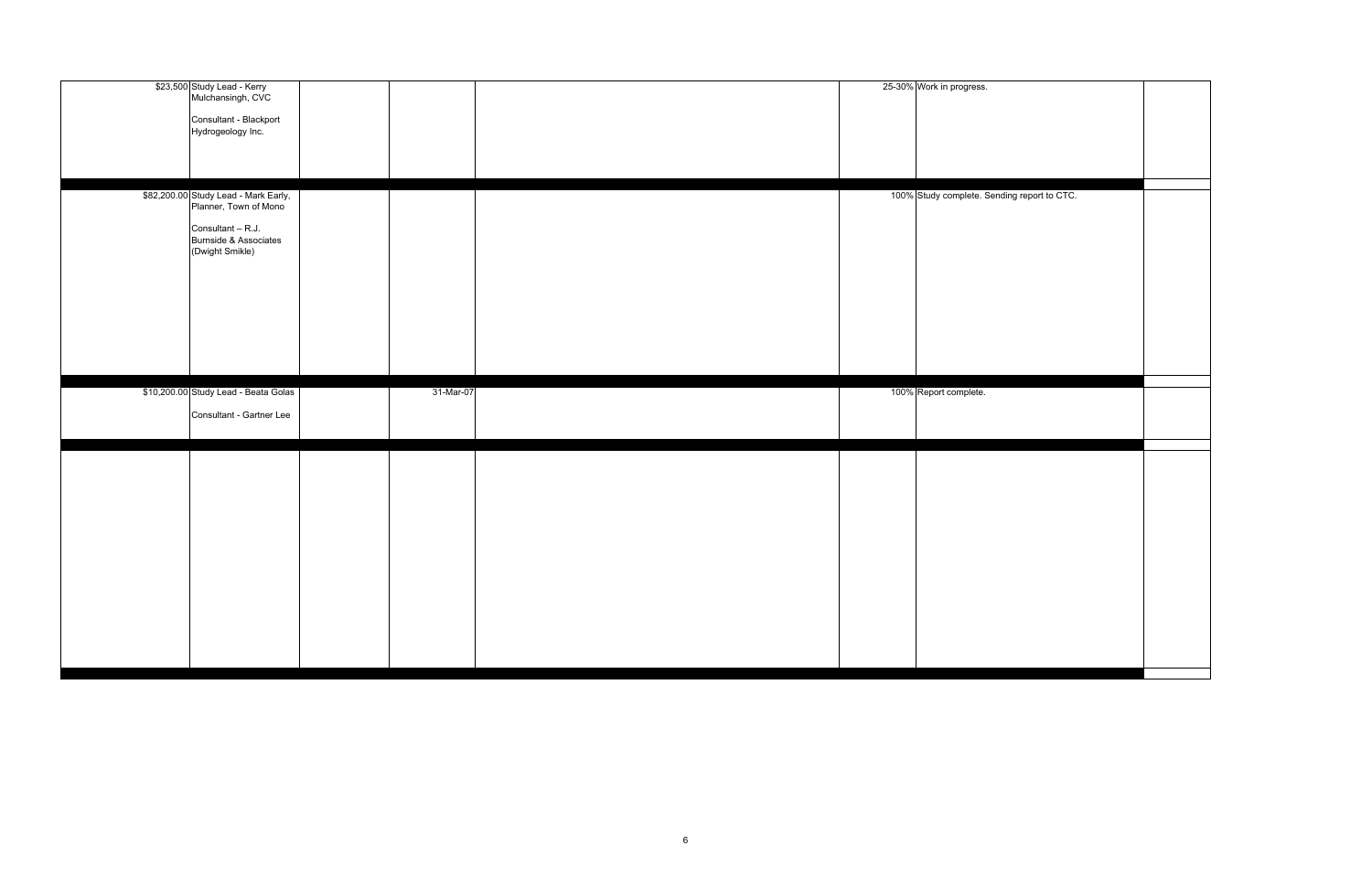| | | | | | | | |
|---|---|---|---|---|---|---|---|
| $23,500 | Study Lead - Kerry Mulchansingh, CVC<br><br>Consultant - Blackport Hydrogeology Inc. | | | | 25-30% | Work in progress. | |
| | | | | | | | |
| $82,200.00 | Study Lead - Mark Early, Planner, Town of Mono<br><br>Consultant – R.J. Burnside & Associates (Dwight Smikle) | | | | 100% | Study complete. Sending report to CTC. | |
| | | | | | | | |
| $10,200.00 | Study Lead - Beata Golas<br><br>Consultant - Gartner Lee | | 31-Mar-07 | | 100% | Report complete. | |
| | | | | | | | |
| | | | | | | | |
| | | | | | | | |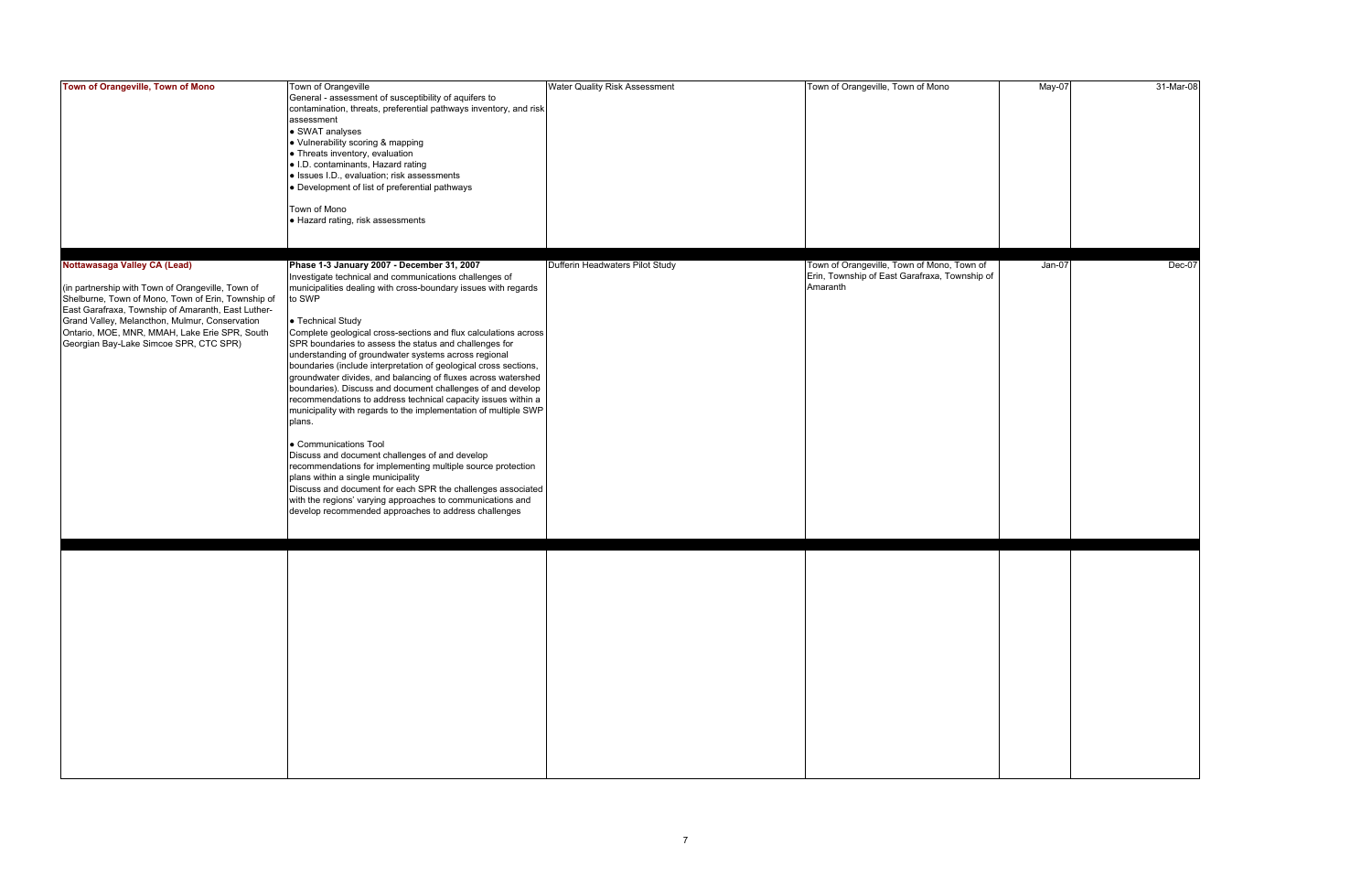| | | | | | |
|---|---|---|---|---|---|
| **Town of Orangeville, Town of Mono** | Town of Orangeville<br>General - assessment of susceptibility of aquifers to contamination, threats, preferential pathways inventory, and risk assessment<br>• SWAT analyses<br>• Vulnerability scoring & mapping<br>• Threats inventory, evaluation<br>• I.D. contaminants, Hazard rating<br>• Issues I.D., evaluation; risk assessments<br>• Development of list of preferential pathways<br><br>Town of Mono<br>• Hazard rating, risk assessments | Water Quality Risk Assessment | Town of Orangeville, Town of Mono | May-07 | 31-Mar-08 |
| **Nottawasaga Valley CA (Lead)**<br><br>(in partnership with Town of Orangeville, Town of Shelburne, Town of Mono, Town of Erin, Township of East Garafraxa, Township of Amaranth, East Luther-Grand Valley, Melancthon, Mulmur, Conservation Ontario, MOE, MNR, MMAH, Lake Erie SPR, South Georgian Bay-Lake Simcoe SPR, CTC SPR) | **Phase 1-3 January 2007 - December 31, 2007**<br>Investigate technical and communications challenges of municipalities dealing with cross-boundary issues with regards to SWP<br><br>• Technical Study<br>Complete geological cross-sections and flux calculations across SPR boundaries to assess the status and challenges for understanding of groundwater systems across regional boundaries (include interpretation of geological cross sections, groundwater divides, and balancing of fluxes across watershed boundaries). Discuss and document challenges of and develop recommendations to address technical capacity issues within a municipality with regards to the implementation of multiple SWP plans.<br><br>• Communications Tool<br>Discuss and document challenges of and develop recommendations for implementing multiple source protection plans within a single municipality<br>Discuss and document for each SPR the challenges associated with the regions' varying approaches to communications and develop recommended approaches to address challenges | Dufferin Headwaters Pilot Study | Town of Orangeville, Town of Mono, Town of Erin, Township of East Garafraxa, Township of Amaranth | Jan-07 | Dec-07 |
| | | | | | |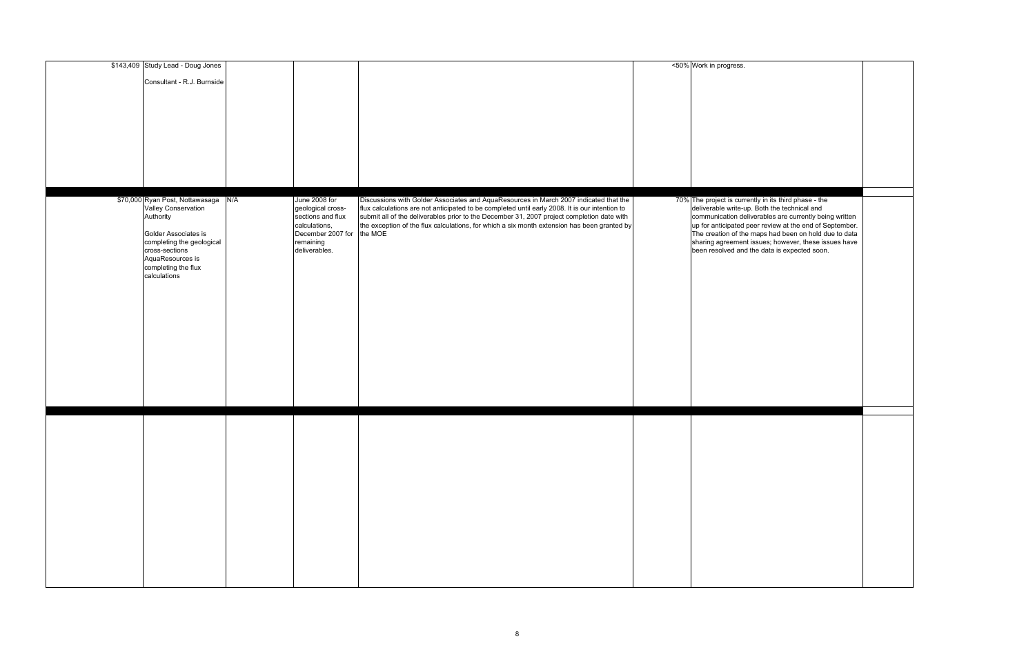| | | | | | | | |
|---|---|---|---|---|---|---|---|
| $143,409 | Study Lead - Doug Jones<br><br>Consultant - R.J. Burnside | | | | <50% | Work in progress. | |
| | | | | | | | |
| $70,000 | Ryan Post, Nottawasaga Valley Conservation Authority<br><br>Golder Associates is completing the geological cross-sections<br>AquaResources is completing the flux calculations | N/A | June 2008 for geological cross-sections and flux calculations, December 2007 for remaining deliverables. | Discussions with Golder Associates and AquaResources in March 2007 indicated that the flux calculations are not anticipated to be completed until early 2008. It is our intention to submit all of the deliverables prior to the December 31, 2007 project completion date with the exception of the flux calculations, for which a six month extension has been granted by the MOE | 70% | The project is currently in its third phase - the deliverable write-up. Both the technical and communication deliverables are currently being written up for anticipated peer review at the end of September. The creation of the maps had been on hold due to data sharing agreement issues; however, these issues have been resolved and the data is expected soon. | |
| | | | | | | | |
| | | | | | | | |